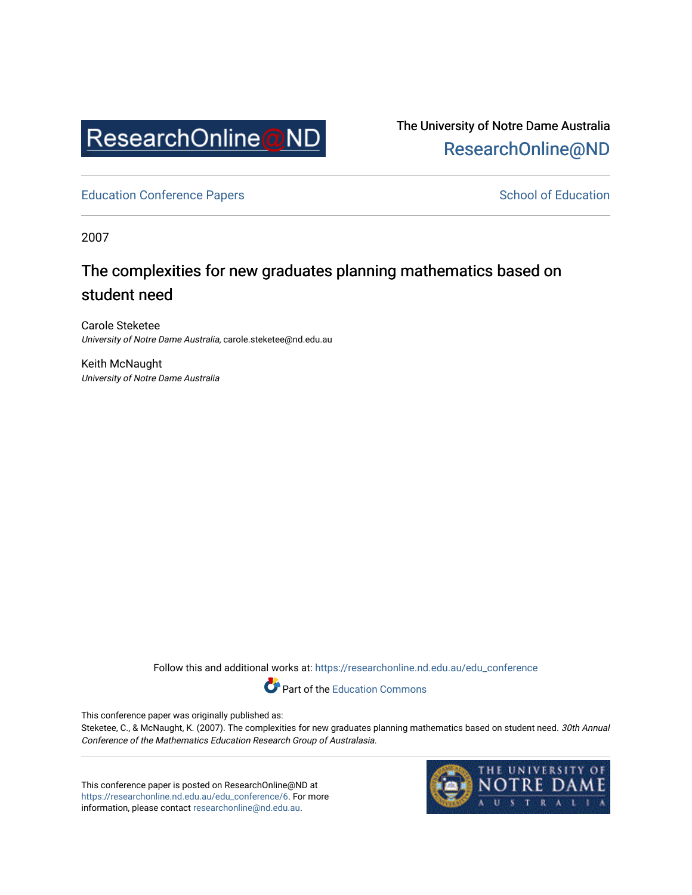ResearchOnline@ND

The University of Notre Dame Australia
ResearchOnline@ND

Education Conference Papers

School of Education

2007

# The complexities for new graduates planning mathematics based on student need

Carole Steketee
*University of Notre Dame Australia*, carole.steketee@nd.edu.au

Keith McNaught
*University of Notre Dame Australia*

Follow this and additional works at: https://researchonline.nd.edu.au/edu_conference

Part of the Education Commons

This conference paper was originally published as:
Steketee, C., & McNaught, K. (2007). The complexities for new graduates planning mathematics based on student need. *30th Annual Conference of the Mathematics Education Research Group of Australasia.*

This conference paper is posted on ResearchOnline@ND at https://researchonline.nd.edu.au/edu_conference/6. For more information, please contact researchonline@nd.edu.au.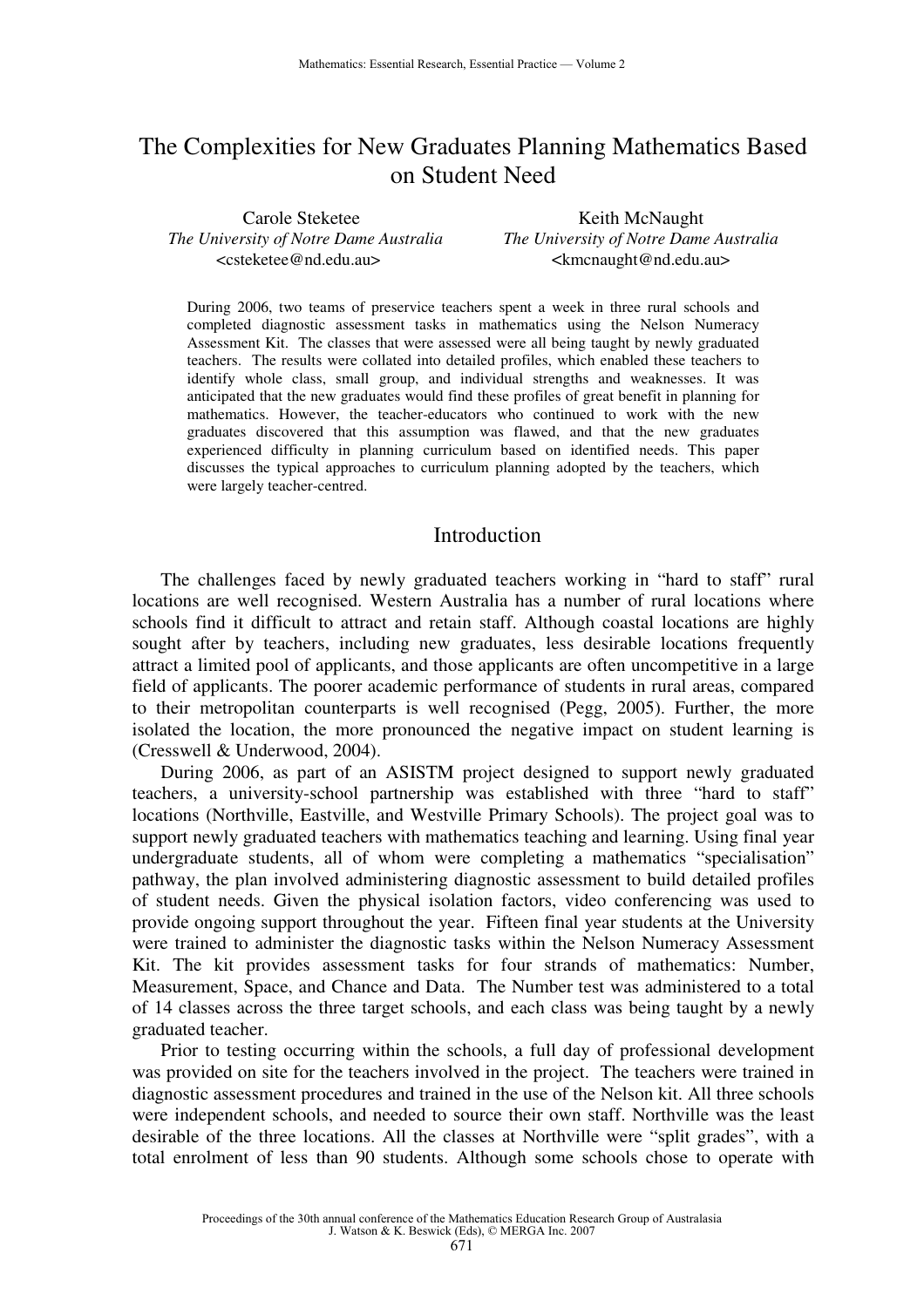# The Complexities for New Graduates Planning Mathematics Based on Student Need

Carole Steketee
*The University of Notre Dame Australia*
<csteketee@nd.edu.au>

Keith McNaught
*The University of Notre Dame Australia*
<kmcnaught@nd.edu.au>

During 2006, two teams of preservice teachers spent a week in three rural schools and completed diagnostic assessment tasks in mathematics using the Nelson Numeracy Assessment Kit. The classes that were assessed were all being taught by newly graduated teachers. The results were collated into detailed profiles, which enabled these teachers to identify whole class, small group, and individual strengths and weaknesses. It was anticipated that the new graduates would find these profiles of great benefit in planning for mathematics. However, the teacher-educators who continued to work with the new graduates discovered that this assumption was flawed, and that the new graduates experienced difficulty in planning curriculum based on identified needs. This paper discusses the typical approaches to curriculum planning adopted by the teachers, which were largely teacher-centred.

## Introduction

The challenges faced by newly graduated teachers working in "hard to staff" rural locations are well recognised. Western Australia has a number of rural locations where schools find it difficult to attract and retain staff. Although coastal locations are highly sought after by teachers, including new graduates, less desirable locations frequently attract a limited pool of applicants, and those applicants are often uncompetitive in a large field of applicants. The poorer academic performance of students in rural areas, compared to their metropolitan counterparts is well recognised (Pegg, 2005). Further, the more isolated the location, the more pronounced the negative impact on student learning is (Cresswell & Underwood, 2004).

During 2006, as part of an ASISTM project designed to support newly graduated teachers, a university-school partnership was established with three "hard to staff" locations (Northville, Eastville, and Westville Primary Schools). The project goal was to support newly graduated teachers with mathematics teaching and learning. Using final year undergraduate students, all of whom were completing a mathematics "specialisation" pathway, the plan involved administering diagnostic assessment to build detailed profiles of student needs. Given the physical isolation factors, video conferencing was used to provide ongoing support throughout the year. Fifteen final year students at the University were trained to administer the diagnostic tasks within the Nelson Numeracy Assessment Kit. The kit provides assessment tasks for four strands of mathematics: Number, Measurement, Space, and Chance and Data. The Number test was administered to a total of 14 classes across the three target schools, and each class was being taught by a newly graduated teacher.

Prior to testing occurring within the schools, a full day of professional development was provided on site for the teachers involved in the project. The teachers were trained in diagnostic assessment procedures and trained in the use of the Nelson kit. All three schools were independent schools, and needed to source their own staff. Northville was the least desirable of the three locations. All the classes at Northville were "split grades", with a total enrolment of less than 90 students. Although some schools chose to operate with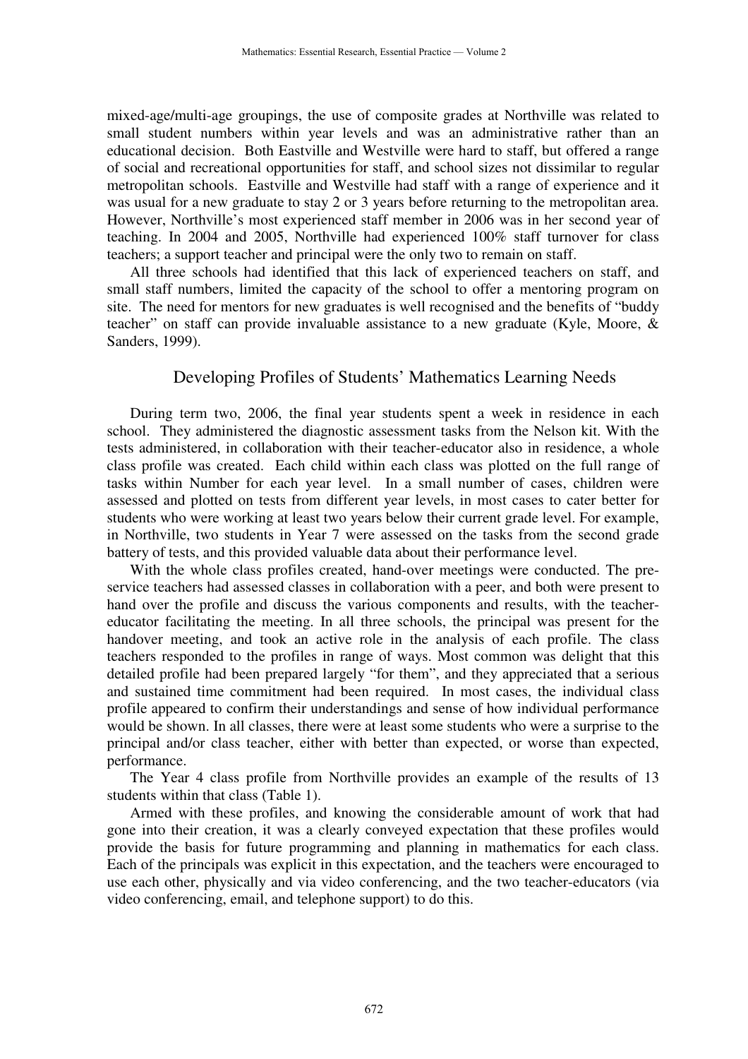mixed-age/multi-age groupings, the use of composite grades at Northville was related to small student numbers within year levels and was an administrative rather than an educational decision. Both Eastville and Westville were hard to staff, but offered a range of social and recreational opportunities for staff, and school sizes not dissimilar to regular metropolitan schools. Eastville and Westville had staff with a range of experience and it was usual for a new graduate to stay 2 or 3 years before returning to the metropolitan area. However, Northville's most experienced staff member in 2006 was in her second year of teaching. In 2004 and 2005, Northville had experienced 100% staff turnover for class teachers; a support teacher and principal were the only two to remain on staff.

All three schools had identified that this lack of experienced teachers on staff, and small staff numbers, limited the capacity of the school to offer a mentoring program on site. The need for mentors for new graduates is well recognised and the benefits of "buddy teacher" on staff can provide invaluable assistance to a new graduate (Kyle, Moore, & Sanders, 1999).

## Developing Profiles of Students' Mathematics Learning Needs

During term two, 2006, the final year students spent a week in residence in each school. They administered the diagnostic assessment tasks from the Nelson kit. With the tests administered, in collaboration with their teacher-educator also in residence, a whole class profile was created. Each child within each class was plotted on the full range of tasks within Number for each year level. In a small number of cases, children were assessed and plotted on tests from different year levels, in most cases to cater better for students who were working at least two years below their current grade level. For example, in Northville, two students in Year 7 were assessed on the tasks from the second grade battery of tests, and this provided valuable data about their performance level.

With the whole class profiles created, hand-over meetings were conducted. The pre-service teachers had assessed classes in collaboration with a peer, and both were present to hand over the profile and discuss the various components and results, with the teacher-educator facilitating the meeting. In all three schools, the principal was present for the handover meeting, and took an active role in the analysis of each profile. The class teachers responded to the profiles in range of ways. Most common was delight that this detailed profile had been prepared largely "for them", and they appreciated that a serious and sustained time commitment had been required. In most cases, the individual class profile appeared to confirm their understandings and sense of how individual performance would be shown. In all classes, there were at least some students who were a surprise to the principal and/or class teacher, either with better than expected, or worse than expected, performance.

The Year 4 class profile from Northville provides an example of the results of 13 students within that class (Table 1).

Armed with these profiles, and knowing the considerable amount of work that had gone into their creation, it was a clearly conveyed expectation that these profiles would provide the basis for future programming and planning in mathematics for each class. Each of the principals was explicit in this expectation, and the teachers were encouraged to use each other, physically and via video conferencing, and the two teacher-educators (via video conferencing, email, and telephone support) to do this.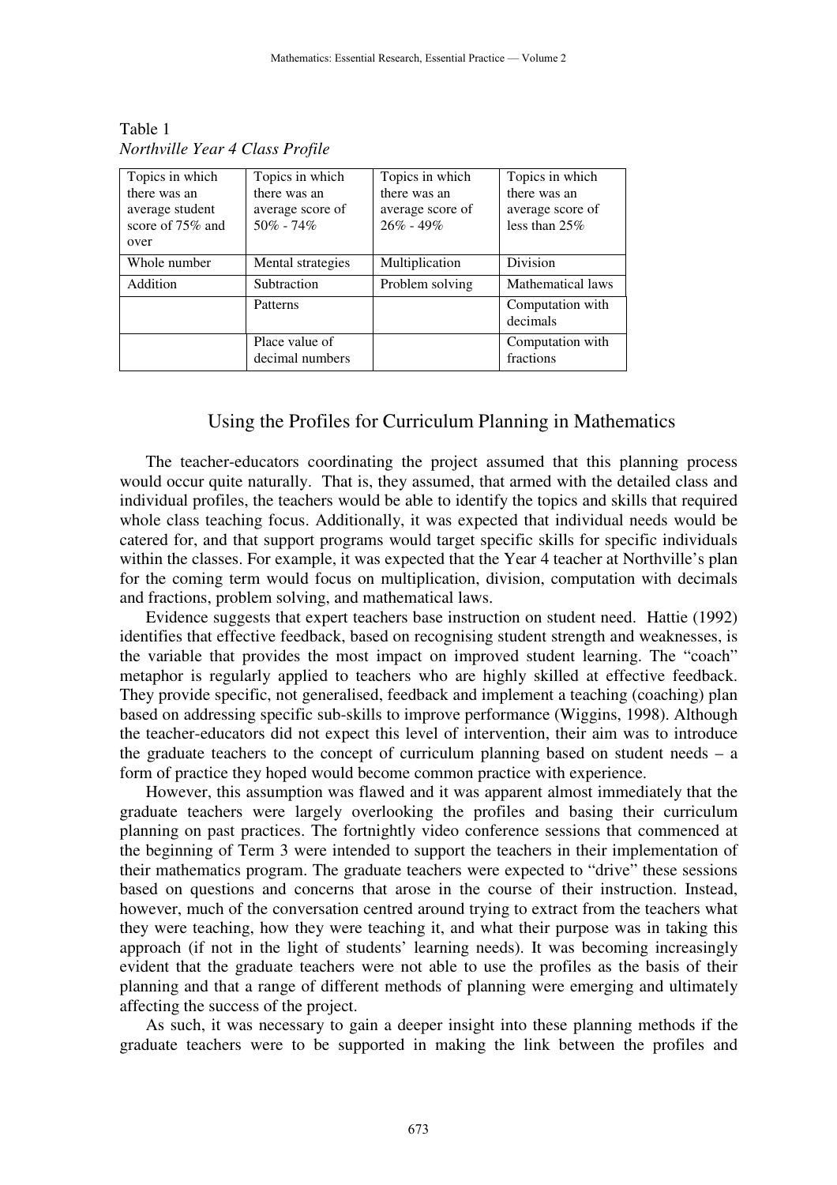Table 1
*Northville Year 4 Class Profile*

| Topics in which there was an average student score of 75% and over | Topics in which there was an average score of 50% - 74% | Topics in which there was an average score of 26% - 49% | Topics in which there was an average score of less than 25% |
|---|---|---|---|
| Whole number | Mental strategies | Multiplication | Division |
| Addition | Subtraction | Problem solving | Mathematical laws |
| | Patterns | | Computation with decimals |
| | Place value of decimal numbers | | Computation with fractions |

## Using the Profiles for Curriculum Planning in Mathematics

The teacher-educators coordinating the project assumed that this planning process would occur quite naturally. That is, they assumed, that armed with the detailed class and individual profiles, the teachers would be able to identify the topics and skills that required whole class teaching focus. Additionally, it was expected that individual needs would be catered for, and that support programs would target specific skills for specific individuals within the classes. For example, it was expected that the Year 4 teacher at Northville's plan for the coming term would focus on multiplication, division, computation with decimals and fractions, problem solving, and mathematical laws.

Evidence suggests that expert teachers base instruction on student need. Hattie (1992) identifies that effective feedback, based on recognising student strength and weaknesses, is the variable that provides the most impact on improved student learning. The "coach" metaphor is regularly applied to teachers who are highly skilled at effective feedback. They provide specific, not generalised, feedback and implement a teaching (coaching) plan based on addressing specific sub-skills to improve performance (Wiggins, 1998). Although the teacher-educators did not expect this level of intervention, their aim was to introduce the graduate teachers to the concept of curriculum planning based on student needs – a form of practice they hoped would become common practice with experience.

However, this assumption was flawed and it was apparent almost immediately that the graduate teachers were largely overlooking the profiles and basing their curriculum planning on past practices. The fortnightly video conference sessions that commenced at the beginning of Term 3 were intended to support the teachers in their implementation of their mathematics program. The graduate teachers were expected to "drive" these sessions based on questions and concerns that arose in the course of their instruction. Instead, however, much of the conversation centred around trying to extract from the teachers what they were teaching, how they were teaching it, and what their purpose was in taking this approach (if not in the light of students' learning needs). It was becoming increasingly evident that the graduate teachers were not able to use the profiles as the basis of their planning and that a range of different methods of planning were emerging and ultimately affecting the success of the project.

As such, it was necessary to gain a deeper insight into these planning methods if the graduate teachers were to be supported in making the link between the profiles and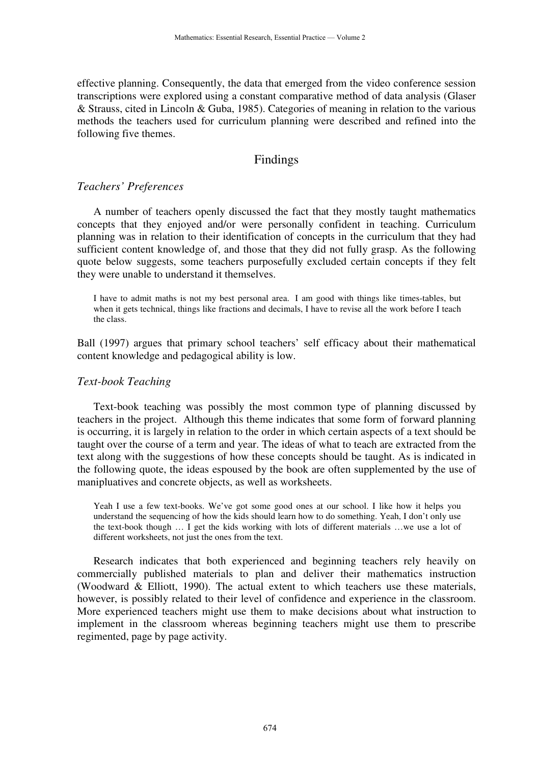effective planning. Consequently, the data that emerged from the video conference session transcriptions were explored using a constant comparative method of data analysis (Glaser & Strauss, cited in Lincoln & Guba, 1985). Categories of meaning in relation to the various methods the teachers used for curriculum planning were described and refined into the following five themes.

## Findings

### *Teachers' Preferences*

A number of teachers openly discussed the fact that they mostly taught mathematics concepts that they enjoyed and/or were personally confident in teaching. Curriculum planning was in relation to their identification of concepts in the curriculum that they had sufficient content knowledge of, and those that they did not fully grasp. As the following quote below suggests, some teachers purposefully excluded certain concepts if they felt they were unable to understand it themselves.

> I have to admit maths is not my best personal area. I am good with things like times-tables, but when it gets technical, things like fractions and decimals, I have to revise all the work before I teach the class.

Ball (1997) argues that primary school teachers' self efficacy about their mathematical content knowledge and pedagogical ability is low.

### *Text-book Teaching*

Text-book teaching was possibly the most common type of planning discussed by teachers in the project. Although this theme indicates that some form of forward planning is occurring, it is largely in relation to the order in which certain aspects of a text should be taught over the course of a term and year. The ideas of what to teach are extracted from the text along with the suggestions of how these concepts should be taught. As is indicated in the following quote, the ideas espoused by the book are often supplemented by the use of manipluatives and concrete objects, as well as worksheets.

> Yeah I use a few text-books. We've got some good ones at our school. I like how it helps you understand the sequencing of how the kids should learn how to do something. Yeah, I don't only use the text-book though … I get the kids working with lots of different materials …we use a lot of different worksheets, not just the ones from the text.

Research indicates that both experienced and beginning teachers rely heavily on commercially published materials to plan and deliver their mathematics instruction (Woodward & Elliott, 1990). The actual extent to which teachers use these materials, however, is possibly related to their level of confidence and experience in the classroom. More experienced teachers might use them to make decisions about what instruction to implement in the classroom whereas beginning teachers might use them to prescribe regimented, page by page activity.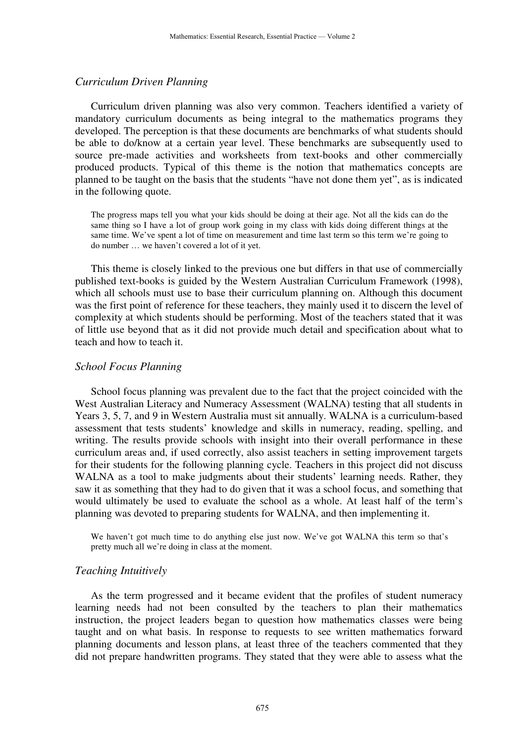### *Curriculum Driven Planning*

Curriculum driven planning was also very common. Teachers identified a variety of mandatory curriculum documents as being integral to the mathematics programs they developed. The perception is that these documents are benchmarks of what students should be able to do/know at a certain year level. These benchmarks are subsequently used to source pre-made activities and worksheets from text-books and other commercially produced products. Typical of this theme is the notion that mathematics concepts are planned to be taught on the basis that the students "have not done them yet", as is indicated in the following quote.

> The progress maps tell you what your kids should be doing at their age. Not all the kids can do the same thing so I have a lot of group work going in my class with kids doing different things at the same time. We've spent a lot of time on measurement and time last term so this term we're going to do number … we haven't covered a lot of it yet.

This theme is closely linked to the previous one but differs in that use of commercially published text-books is guided by the Western Australian Curriculum Framework (1998), which all schools must use to base their curriculum planning on. Although this document was the first point of reference for these teachers, they mainly used it to discern the level of complexity at which students should be performing. Most of the teachers stated that it was of little use beyond that as it did not provide much detail and specification about what to teach and how to teach it.

### *School Focus Planning*

School focus planning was prevalent due to the fact that the project coincided with the West Australian Literacy and Numeracy Assessment (WALNA) testing that all students in Years 3, 5, 7, and 9 in Western Australia must sit annually. WALNA is a curriculum-based assessment that tests students' knowledge and skills in numeracy, reading, spelling, and writing. The results provide schools with insight into their overall performance in these curriculum areas and, if used correctly, also assist teachers in setting improvement targets for their students for the following planning cycle. Teachers in this project did not discuss WALNA as a tool to make judgments about their students' learning needs. Rather, they saw it as something that they had to do given that it was a school focus, and something that would ultimately be used to evaluate the school as a whole. At least half of the term's planning was devoted to preparing students for WALNA, and then implementing it.

> We haven't got much time to do anything else just now. We've got WALNA this term so that's pretty much all we're doing in class at the moment.

### *Teaching Intuitively*

As the term progressed and it became evident that the profiles of student numeracy learning needs had not been consulted by the teachers to plan their mathematics instruction, the project leaders began to question how mathematics classes were being taught and on what basis. In response to requests to see written mathematics forward planning documents and lesson plans, at least three of the teachers commented that they did not prepare handwritten programs. They stated that they were able to assess what the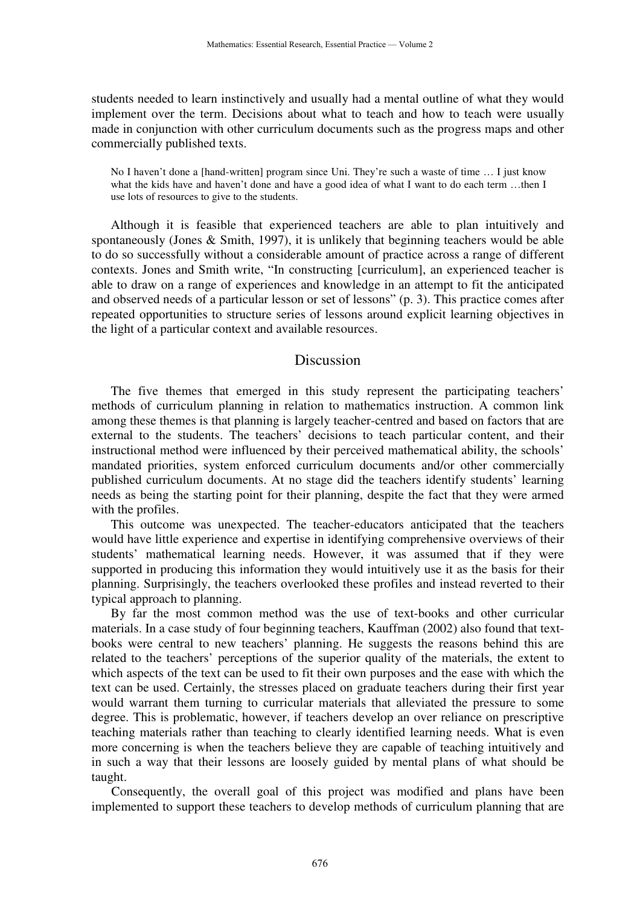students needed to learn instinctively and usually had a mental outline of what they would implement over the term. Decisions about what to teach and how to teach were usually made in conjunction with other curriculum documents such as the progress maps and other commercially published texts.

> No I haven't done a [hand-written] program since Uni. They're such a waste of time … I just know what the kids have and haven't done and have a good idea of what I want to do each term …then I use lots of resources to give to the students.

Although it is feasible that experienced teachers are able to plan intuitively and spontaneously (Jones & Smith, 1997), it is unlikely that beginning teachers would be able to do so successfully without a considerable amount of practice across a range of different contexts. Jones and Smith write, "In constructing [curriculum], an experienced teacher is able to draw on a range of experiences and knowledge in an attempt to fit the anticipated and observed needs of a particular lesson or set of lessons" (p. 3). This practice comes after repeated opportunities to structure series of lessons around explicit learning objectives in the light of a particular context and available resources.

## Discussion

The five themes that emerged in this study represent the participating teachers' methods of curriculum planning in relation to mathematics instruction. A common link among these themes is that planning is largely teacher-centred and based on factors that are external to the students. The teachers' decisions to teach particular content, and their instructional method were influenced by their perceived mathematical ability, the schools' mandated priorities, system enforced curriculum documents and/or other commercially published curriculum documents. At no stage did the teachers identify students' learning needs as being the starting point for their planning, despite the fact that they were armed with the profiles.

This outcome was unexpected. The teacher-educators anticipated that the teachers would have little experience and expertise in identifying comprehensive overviews of their students' mathematical learning needs. However, it was assumed that if they were supported in producing this information they would intuitively use it as the basis for their planning. Surprisingly, the teachers overlooked these profiles and instead reverted to their typical approach to planning.

By far the most common method was the use of text-books and other curricular materials. In a case study of four beginning teachers, Kauffman (2002) also found that text-books were central to new teachers' planning. He suggests the reasons behind this are related to the teachers' perceptions of the superior quality of the materials, the extent to which aspects of the text can be used to fit their own purposes and the ease with which the text can be used. Certainly, the stresses placed on graduate teachers during their first year would warrant them turning to curricular materials that alleviated the pressure to some degree. This is problematic, however, if teachers develop an over reliance on prescriptive teaching materials rather than teaching to clearly identified learning needs. What is even more concerning is when the teachers believe they are capable of teaching intuitively and in such a way that their lessons are loosely guided by mental plans of what should be taught.

Consequently, the overall goal of this project was modified and plans have been implemented to support these teachers to develop methods of curriculum planning that are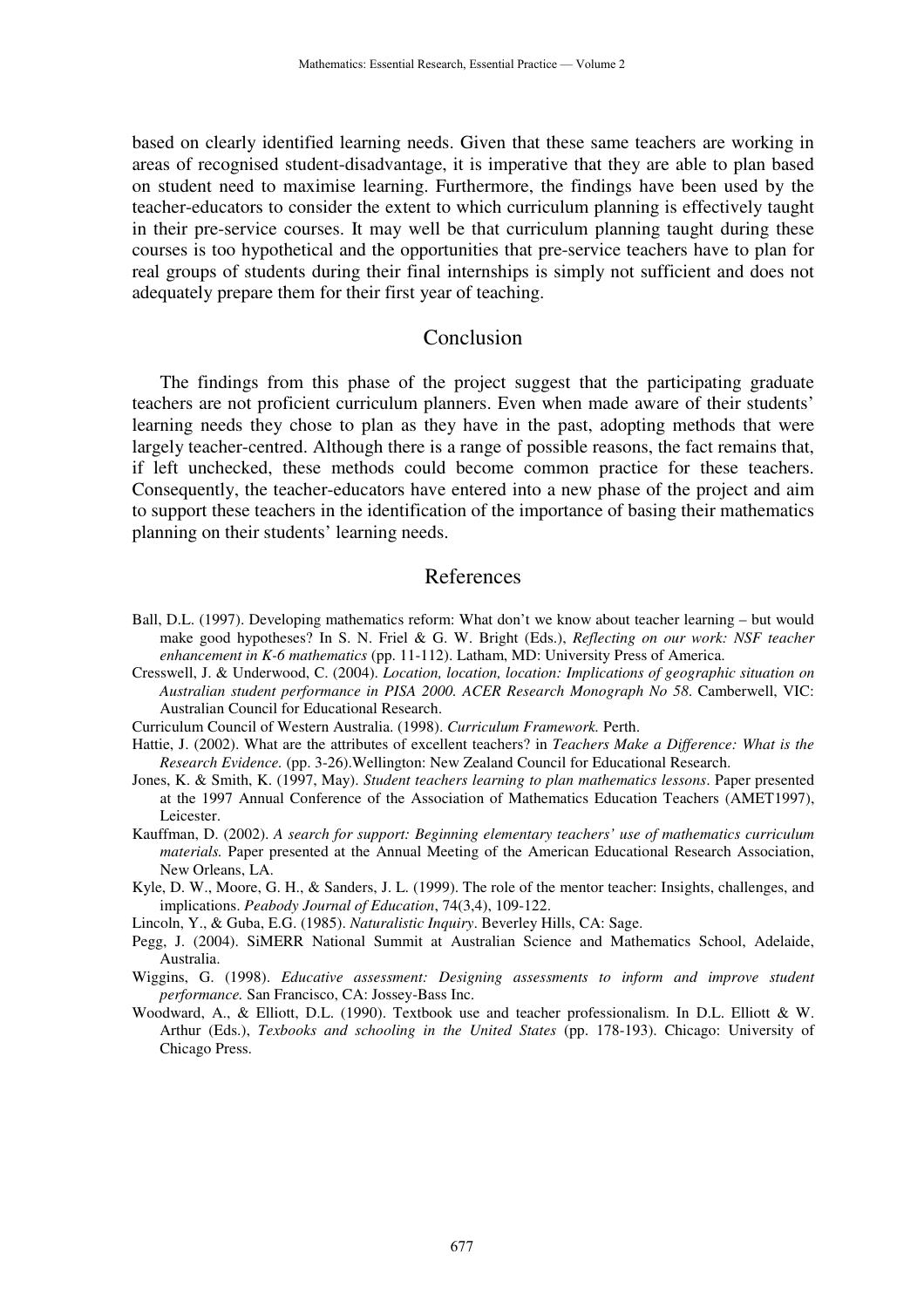based on clearly identified learning needs. Given that these same teachers are working in areas of recognised student-disadvantage, it is imperative that they are able to plan based on student need to maximise learning. Furthermore, the findings have been used by the teacher-educators to consider the extent to which curriculum planning is effectively taught in their pre-service courses. It may well be that curriculum planning taught during these courses is too hypothetical and the opportunities that pre-service teachers have to plan for real groups of students during their final internships is simply not sufficient and does not adequately prepare them for their first year of teaching.

## Conclusion

The findings from this phase of the project suggest that the participating graduate teachers are not proficient curriculum planners. Even when made aware of their students' learning needs they chose to plan as they have in the past, adopting methods that were largely teacher-centred. Although there is a range of possible reasons, the fact remains that, if left unchecked, these methods could become common practice for these teachers. Consequently, the teacher-educators have entered into a new phase of the project and aim to support these teachers in the identification of the importance of basing their mathematics planning on their students' learning needs.

## References

Ball, D.L. (1997). Developing mathematics reform: What don't we know about teacher learning – but would make good hypotheses? In S. N. Friel & G. W. Bright (Eds.), *Reflecting on our work: NSF teacher enhancement in K-6 mathematics* (pp. 11-112). Latham, MD: University Press of America.

Cresswell, J. & Underwood, C. (2004). *Location, location, location: Implications of geographic situation on Australian student performance in PISA 2000. ACER Research Monograph No 58.* Camberwell, VIC: Australian Council for Educational Research.

Curriculum Council of Western Australia. (1998). *Curriculum Framework.* Perth.

Hattie, J. (2002). What are the attributes of excellent teachers? in *Teachers Make a Difference: What is the Research Evidence.* (pp. 3-26).Wellington: New Zealand Council for Educational Research.

Jones, K. & Smith, K. (1997, May). *Student teachers learning to plan mathematics lessons*. Paper presented at the 1997 Annual Conference of the Association of Mathematics Education Teachers (AMET1997), Leicester.

Kauffman, D. (2002). *A search for support: Beginning elementary teachers' use of mathematics curriculum materials.* Paper presented at the Annual Meeting of the American Educational Research Association, New Orleans, LA.

Kyle, D. W., Moore, G. H., & Sanders, J. L. (1999). The role of the mentor teacher: Insights, challenges, and implications. *Peabody Journal of Education*, 74(3,4), 109-122.

Lincoln, Y., & Guba, E.G. (1985). *Naturalistic Inquiry*. Beverley Hills, CA: Sage.

Pegg, J. (2004). SiMERR National Summit at Australian Science and Mathematics School, Adelaide, Australia.

Wiggins, G. (1998). *Educative assessment: Designing assessments to inform and improve student performance.* San Francisco, CA: Jossey-Bass Inc.

Woodward, A., & Elliott, D.L. (1990). Textbook use and teacher professionalism. In D.L. Elliott & W. Arthur (Eds.), *Texbooks and schooling in the United States* (pp. 178-193). Chicago: University of Chicago Press.